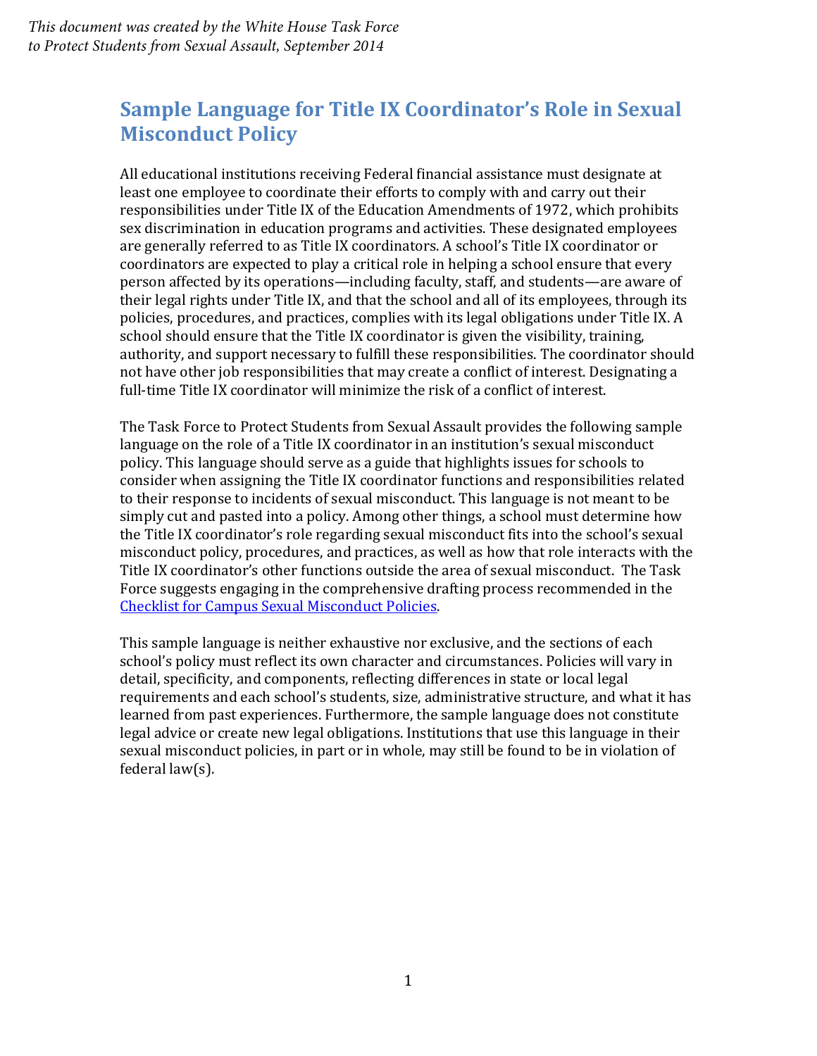*This document was created by the White House Task Force to Protect Students from Sexual Assault, September 2014*

# Sample Language for Title IX Coordinator's Role in Sexual Misconduct Policy

All educational institutions receiving Federal financial assistance must designate at least one employee to coordinate their efforts to comply with and carry out their responsibilities under Title IX of the Education Amendments of 1972, which prohibits sex discrimination in education programs and activities. These designated employees are generally referred to as Title IX coordinators. A school's Title IX coordinator or coordinators are expected to play a critical role in helping a school ensure that every person affected by its operations—including faculty, staff, and students—are aware of their legal rights under Title IX, and that the school and all of its employees, through its policies, procedures, and practices, complies with its legal obligations under Title IX. A school should ensure that the Title IX coordinator is given the visibility, training, authority, and support necessary to fulfill these responsibilities. The coordinator should not have other job responsibilities that may create a conflict of interest. Designating a full-time Title IX coordinator will minimize the risk of a conflict of interest.

The Task Force to Protect Students from Sexual Assault provides the following sample language on the role of a Title IX coordinator in an institution's sexual misconduct policy. This language should serve as a guide that highlights issues for schools to consider when assigning the Title IX coordinator functions and responsibilities related to their response to incidents of sexual misconduct. This language is not meant to be simply cut and pasted into a policy. Among other things, a school must determine how the Title IX coordinator's role regarding sexual misconduct fits into the school's sexual misconduct policy, procedures, and practices, as well as how that role interacts with the Title IX coordinator's other functions outside the area of sexual misconduct. The Task Force suggests engaging in the comprehensive drafting process recommended in the Checklist for Campus Sexual Misconduct Policies.

This sample language is neither exhaustive nor exclusive, and the sections of each school's policy must reflect its own character and circumstances. Policies will vary in detail, specificity, and components, reflecting differences in state or local legal requirements and each school's students, size, administrative structure, and what it has learned from past experiences. Furthermore, the sample language does not constitute legal advice or create new legal obligations. Institutions that use this language in their sexual misconduct policies, in part or in whole, may still be found to be in violation of federal law(s).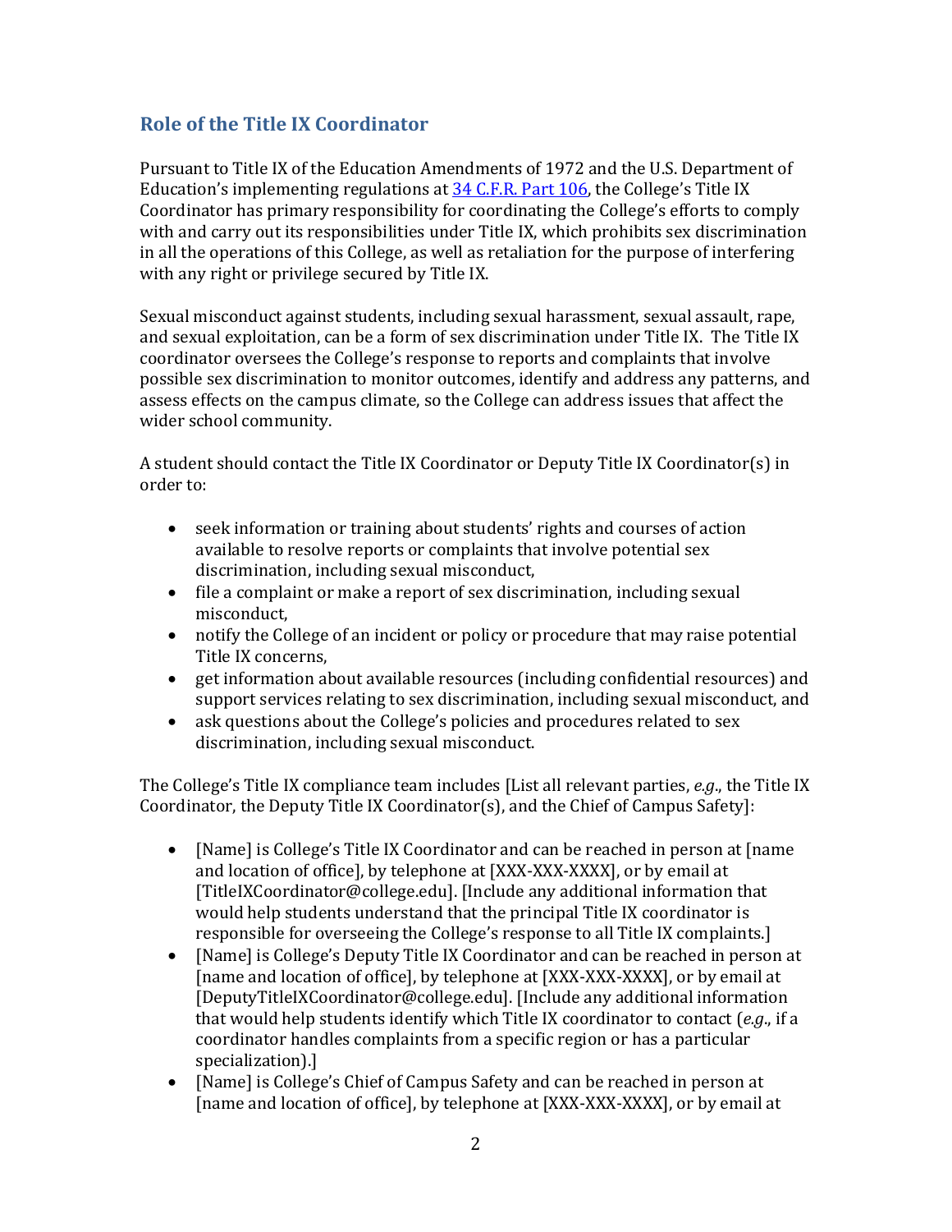## Role of the Title IX Coordinator

Pursuant to Title IX of the Education Amendments of 1972 and the U.S. Department of Education's implementing regulations at [34 C.F.R. Part 106](), the College's Title IX Coordinator has primary responsibility for coordinating the College's efforts to comply with and carry out its responsibilities under Title IX, which prohibits sex discrimination in all the operations of this College, as well as retaliation for the purpose of interfering with any right or privilege secured by Title IX.

Sexual misconduct against students, including sexual harassment, sexual assault, rape, and sexual exploitation, can be a form of sex discrimination under Title IX. The Title IX coordinator oversees the College's response to reports and complaints that involve possible sex discrimination to monitor outcomes, identify and address any patterns, and assess effects on the campus climate, so the College can address issues that affect the wider school community.

A student should contact the Title IX Coordinator or Deputy Title IX Coordinator(s) in order to:

- seek information or training about students' rights and courses of action available to resolve reports or complaints that involve potential sex discrimination, including sexual misconduct,
- file a complaint or make a report of sex discrimination, including sexual misconduct,
- notify the College of an incident or policy or procedure that may raise potential Title IX concerns,
- get information about available resources (including confidential resources) and support services relating to sex discrimination, including sexual misconduct, and
- ask questions about the College's policies and procedures related to sex discrimination, including sexual misconduct.

The College's Title IX compliance team includes [List all relevant parties, *e.g*., the Title IX Coordinator, the Deputy Title IX Coordinator(s), and the Chief of Campus Safety]:

- [Name] is College's Title IX Coordinator and can be reached in person at [name and location of office], by telephone at [XXX-XXX-XXXX], or by email at [TitleIXCoordinator@college.edu]. [Include any additional information that would help students understand that the principal Title IX coordinator is responsible for overseeing the College's response to all Title IX complaints.]
- [Name] is College's Deputy Title IX Coordinator and can be reached in person at [name and location of office], by telephone at [XXX-XXX-XXXX], or by email at [DeputyTitleIXCoordinator@college.edu]. [Include any additional information that would help students identify which Title IX coordinator to contact (*e.g*., if a coordinator handles complaints from a specific region or has a particular specialization).]
- [Name] is College's Chief of Campus Safety and can be reached in person at [name and location of office], by telephone at [XXX-XXX-XXXX], or by email at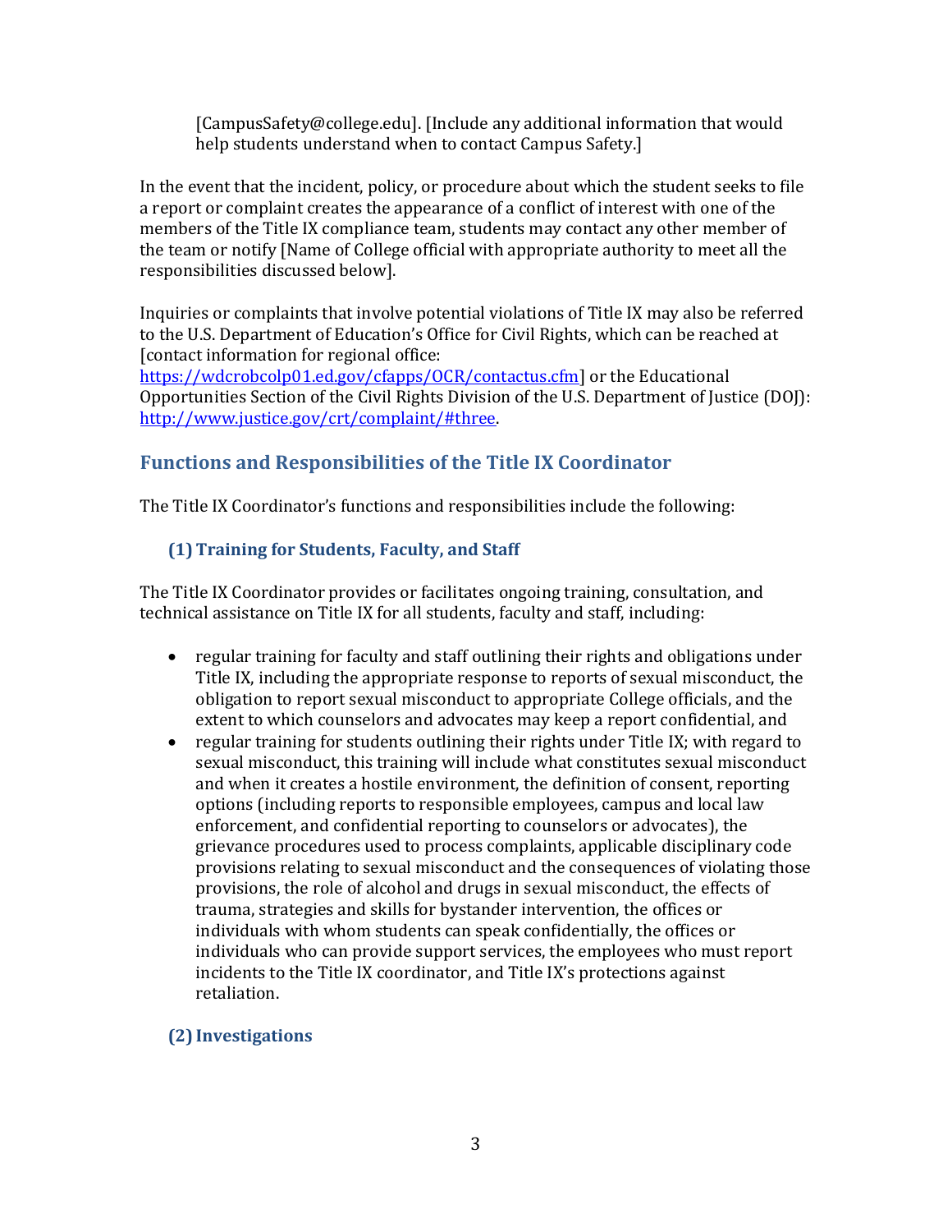[CampusSafety@college.edu]. [Include any additional information that would help students understand when to contact Campus Safety.]

In the event that the incident, policy, or procedure about which the student seeks to file a report or complaint creates the appearance of a conflict of interest with one of the members of the Title IX compliance team, students may contact any other member of the team or notify [Name of College official with appropriate authority to meet all the responsibilities discussed below].

Inquiries or complaints that involve potential violations of Title IX may also be referred to the U.S. Department of Education's Office for Civil Rights, which can be reached at [contact information for regional office: https://wdcrobcolp01.ed.gov/cfapps/OCR/contactus.cfm] or the Educational Opportunities Section of the Civil Rights Division of the U.S. Department of Justice (DOJ): http://www.justice.gov/crt/complaint/#three.

## Functions and Responsibilities of the Title IX Coordinator

The Title IX Coordinator's functions and responsibilities include the following:

### (1) Training for Students, Faculty, and Staff

The Title IX Coordinator provides or facilitates ongoing training, consultation, and technical assistance on Title IX for all students, faculty and staff, including:

- regular training for faculty and staff outlining their rights and obligations under Title IX, including the appropriate response to reports of sexual misconduct, the obligation to report sexual misconduct to appropriate College officials, and the extent to which counselors and advocates may keep a report confidential, and
- regular training for students outlining their rights under Title IX; with regard to sexual misconduct, this training will include what constitutes sexual misconduct and when it creates a hostile environment, the definition of consent, reporting options (including reports to responsible employees, campus and local law enforcement, and confidential reporting to counselors or advocates), the grievance procedures used to process complaints, applicable disciplinary code provisions relating to sexual misconduct and the consequences of violating those provisions, the role of alcohol and drugs in sexual misconduct, the effects of trauma, strategies and skills for bystander intervention, the offices or individuals with whom students can speak confidentially, the offices or individuals who can provide support services, the employees who must report incidents to the Title IX coordinator, and Title IX's protections against retaliation.

### (2) Investigations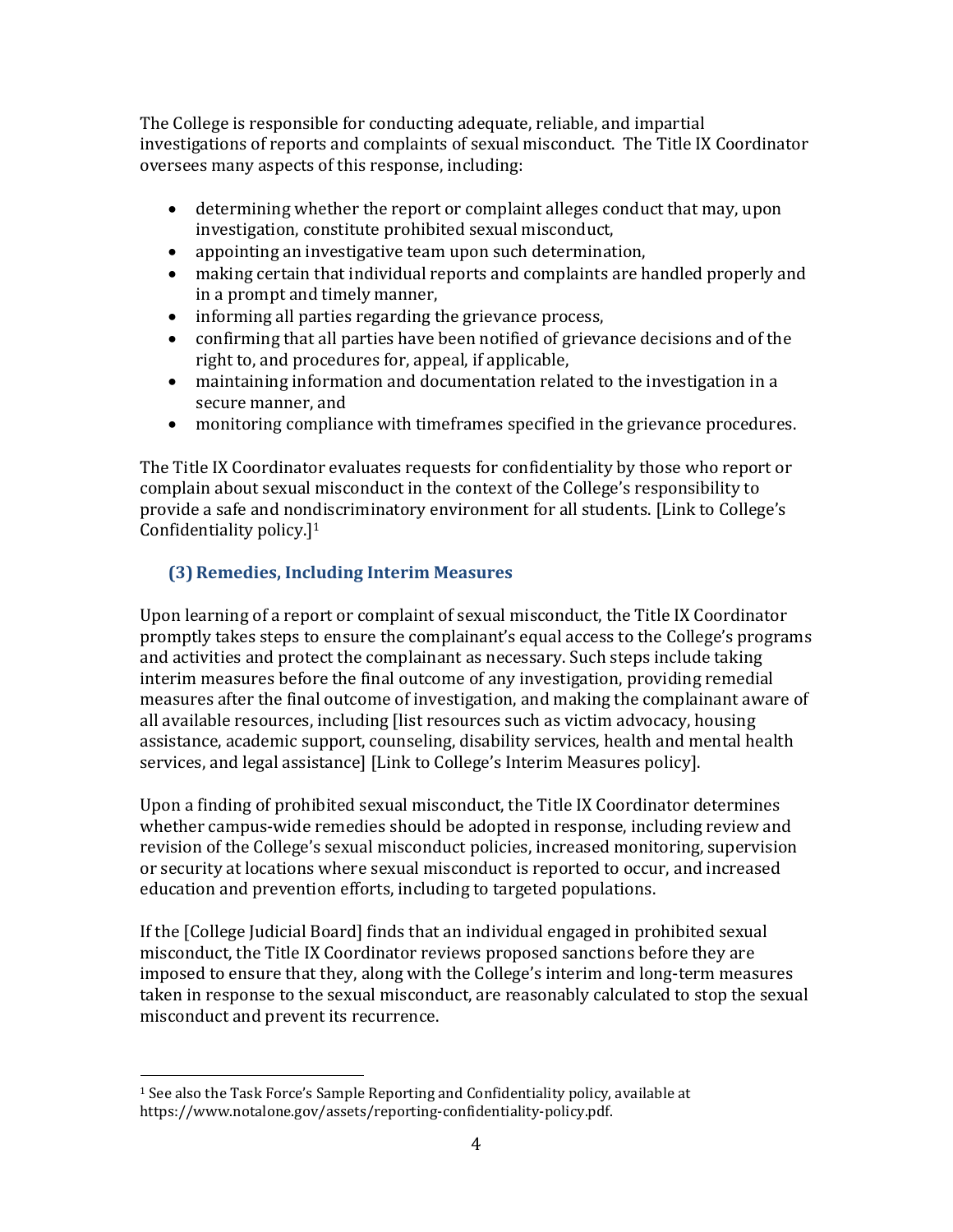The College is responsible for conducting adequate, reliable, and impartial investigations of reports and complaints of sexual misconduct. The Title IX Coordinator oversees many aspects of this response, including:

- determining whether the report or complaint alleges conduct that may, upon investigation, constitute prohibited sexual misconduct,
- appointing an investigative team upon such determination,
- making certain that individual reports and complaints are handled properly and in a prompt and timely manner,
- informing all parties regarding the grievance process,
- confirming that all parties have been notified of grievance decisions and of the right to, and procedures for, appeal, if applicable,
- maintaining information and documentation related to the investigation in a secure manner, and
- monitoring compliance with timeframes specified in the grievance procedures.

The Title IX Coordinator evaluates requests for confidentiality by those who report or complain about sexual misconduct in the context of the College's responsibility to provide a safe and nondiscriminatory environment for all students. [Link to College's Confidentiality policy.][1]

### (3) Remedies, Including Interim Measures

Upon learning of a report or complaint of sexual misconduct, the Title IX Coordinator promptly takes steps to ensure the complainant's equal access to the College's programs and activities and protect the complainant as necessary. Such steps include taking interim measures before the final outcome of any investigation, providing remedial measures after the final outcome of investigation, and making the complainant aware of all available resources, including [list resources such as victim advocacy, housing assistance, academic support, counseling, disability services, health and mental health services, and legal assistance] [Link to College's Interim Measures policy].

Upon a finding of prohibited sexual misconduct, the Title IX Coordinator determines whether campus-wide remedies should be adopted in response, including review and revision of the College's sexual misconduct policies, increased monitoring, supervision or security at locations where sexual misconduct is reported to occur, and increased education and prevention efforts, including to targeted populations.

If the [College Judicial Board] finds that an individual engaged in prohibited sexual misconduct, the Title IX Coordinator reviews proposed sanctions before they are imposed to ensure that they, along with the College's interim and long-term measures taken in response to the sexual misconduct, are reasonably calculated to stop the sexual misconduct and prevent its recurrence.

[1] See also the Task Force's Sample Reporting and Confidentiality policy, available at https://www.notalone.gov/assets/reporting-confidentiality-policy.pdf.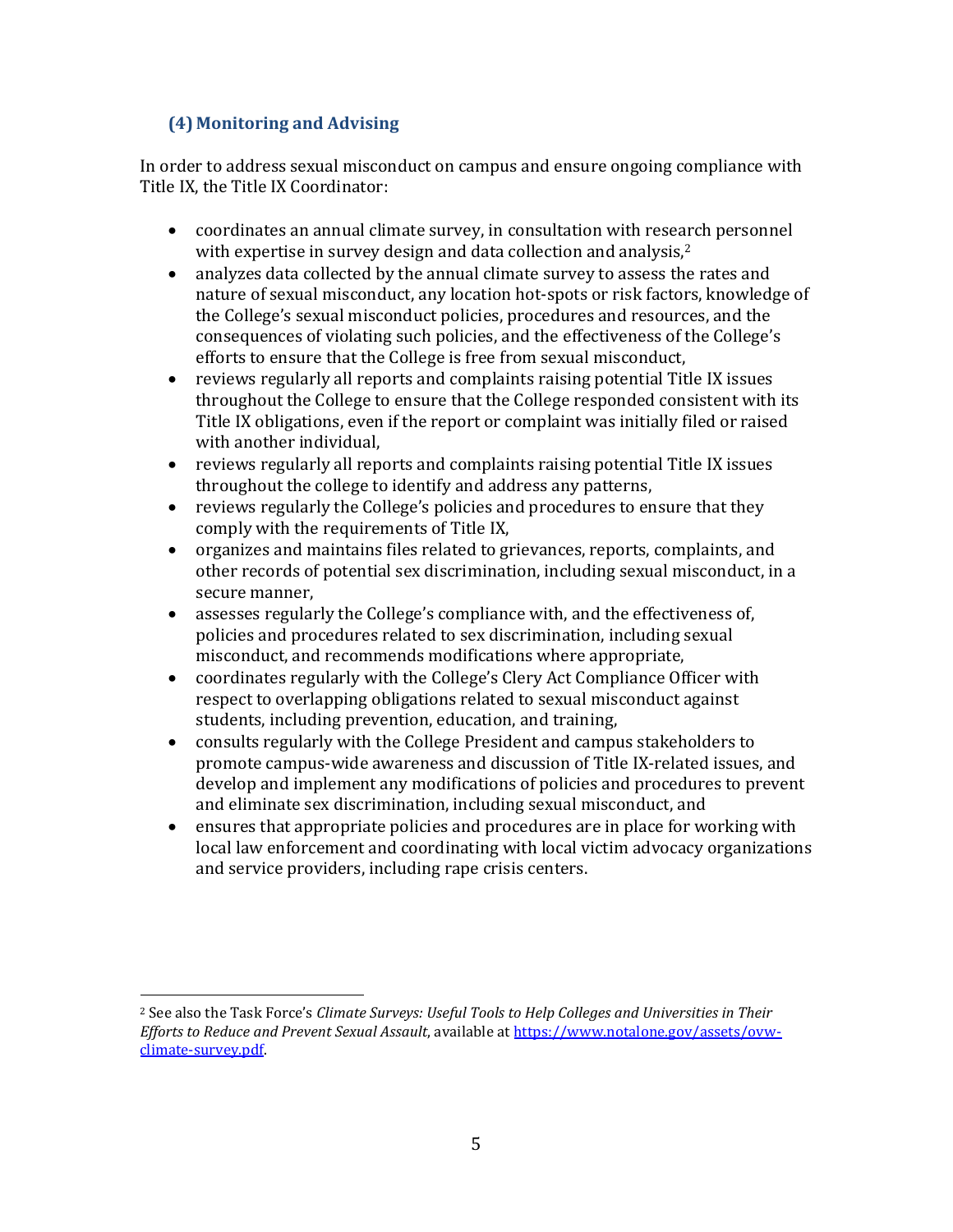### (4) Monitoring and Advising

In order to address sexual misconduct on campus and ensure ongoing compliance with Title IX, the Title IX Coordinator:

- coordinates an annual climate survey, in consultation with research personnel with expertise in survey design and data collection and analysis,[2]
- analyzes data collected by the annual climate survey to assess the rates and nature of sexual misconduct, any location hot-spots or risk factors, knowledge of the College's sexual misconduct policies, procedures and resources, and the consequences of violating such policies, and the effectiveness of the College's efforts to ensure that the College is free from sexual misconduct,
- reviews regularly all reports and complaints raising potential Title IX issues throughout the College to ensure that the College responded consistent with its Title IX obligations, even if the report or complaint was initially filed or raised with another individual,
- reviews regularly all reports and complaints raising potential Title IX issues throughout the college to identify and address any patterns,
- reviews regularly the College's policies and procedures to ensure that they comply with the requirements of Title IX,
- organizes and maintains files related to grievances, reports, complaints, and other records of potential sex discrimination, including sexual misconduct, in a secure manner,
- assesses regularly the College's compliance with, and the effectiveness of, policies and procedures related to sex discrimination, including sexual misconduct, and recommends modifications where appropriate,
- coordinates regularly with the College's Clery Act Compliance Officer with respect to overlapping obligations related to sexual misconduct against students, including prevention, education, and training,
- consults regularly with the College President and campus stakeholders to promote campus-wide awareness and discussion of Title IX-related issues, and develop and implement any modifications of policies and procedures to prevent and eliminate sex discrimination, including sexual misconduct, and
- ensures that appropriate policies and procedures are in place for working with local law enforcement and coordinating with local victim advocacy organizations and service providers, including rape crisis centers.

---

[2] See also the Task Force's *Climate Surveys: Useful Tools to Help Colleges and Universities in Their Efforts to Reduce and Prevent Sexual Assault*, available at https://www.notalone.gov/assets/ovw-climate-survey.pdf.